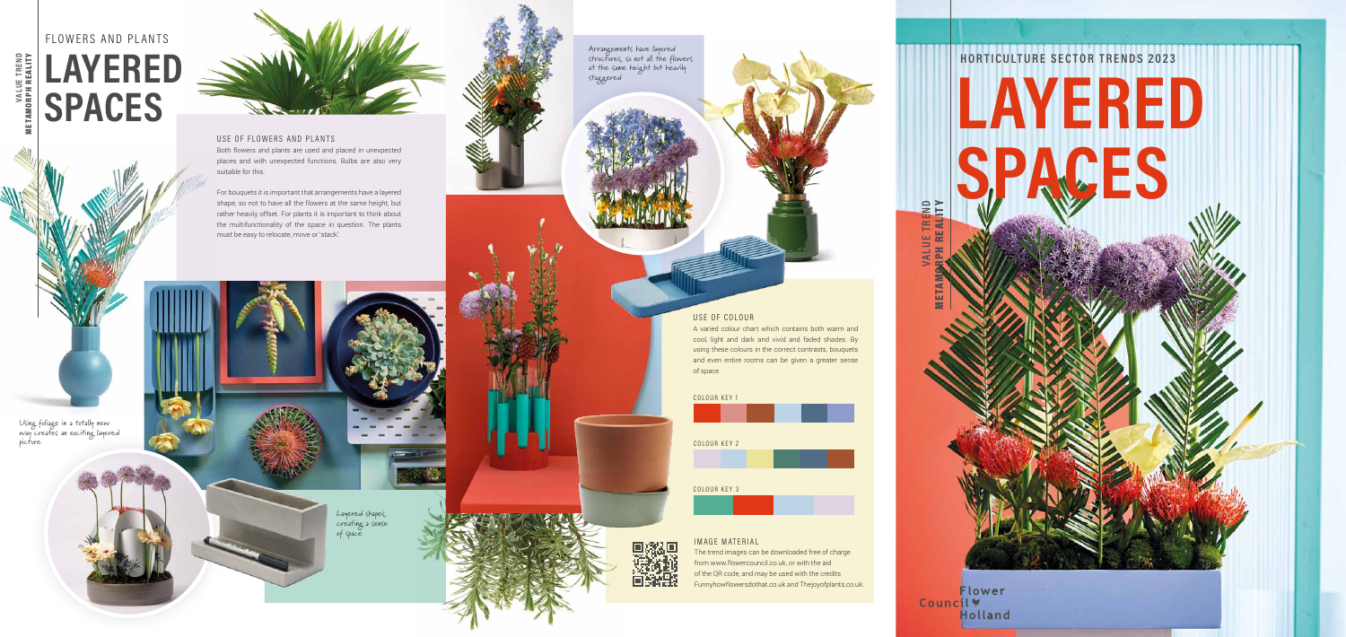VALUE TREND
METAMORPH REALITY

FLOWERS AND PLANTS

# LAYERED SPACES

## USE OF FLOWERS AND PLANTS

Both flowers and plants are used and placed in unexpected places and with unexpected functions. Bulbs are also very suitable for this.

For bouquets it is important that arrangements have a layered shape, so not to have all the flowers at the same height, but rather heavily offset. For plants it is important to think about the multifunctionality of the space in question. The plants must be easy to relocate, move or 'stack'.

Using foliage in a totally new way creates an exciting, layered picture

Layered shapes, creating a sense of space

Arrangements have layered structures, so not all the flowers at the same height but heavily staggered

## USE OF COLOUR

A varied colour chart which contains both warm and cool, light and dark and vivid and faded shades. By using these colours in the correct contrasts, bouquets and even entire rooms can be given a greater sense of space.

COLOUR KEY 1

COLOUR KEY 2

COLOUR KEY 3

## IMAGE MATERIAL

The trend images can be downloaded free of charge from www.flowercouncil.co.uk, or with the aid of the QR code, and may be used with the credits Funnyhowflowersdothat.co.uk and Thejoyofplants.co.uk.

HORTICULTURE SECTOR TRENDS 2023

# LAYERED SPACES

VALUE TREND
METAMORPH REALITY

Flower Council Holland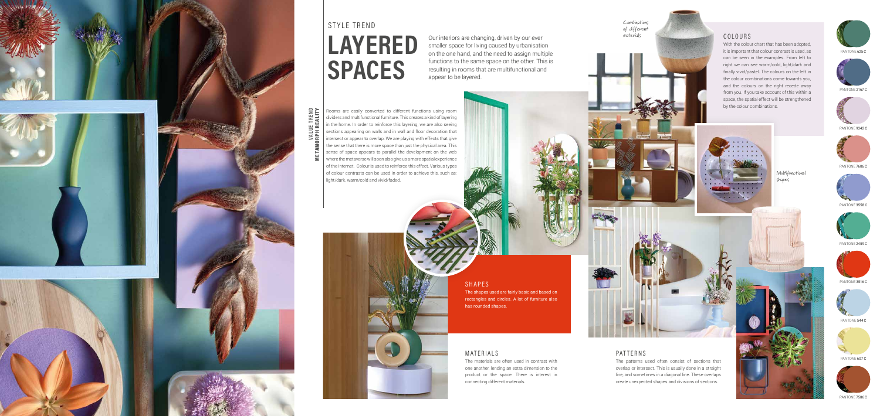# STYLE TREND

# LAYERED SPACES

Our interiors are changing, driven by our ever smaller space for living caused by urbanisation on the one hand, and the need to assign multiple functions to the same space on the other. This is resulting in rooms that are multifunctional and appear to be layered.

VALUE TREND
METAMORPH REALITY

Rooms are easily converted to different functions using room dividers and multifunctional furniture. This creates a kind of layering in the home. In order to reinforce this layering, we are also seeing sections appearing on walls and in wall and floor decoration that intersect or appear to overlap. We are playing with effects that give the sense that there is more space than just the physical area. This sense of space appears to parallel the development on the web where the metaverse will soon also give us a more spatial experience of the Internet. Colour is used to reinforce this effect. Various types of colour contrasts can be used in order to achieve this, such as: light/dark, warm/cold and vivid/faded.

Combinations of different materials

## COLOURS

With the colour chart that has been adopted, it is important that colour contrast is used, as can be seen in the examples. From left to right we can see warm/cold, light/dark and finally vivid/pastel. The colours on the left in the colour combinations come towards you, and the colours on the right recede away from you. If you take account of this within a space, the spatial effect will be strengthened by the colour combinations.

PANTONE 625 C

PANTONE 2167 C

PANTONE 9342 C

PANTONE 7606 C

PANTONE 3558 C

PANTONE 2459 C

PANTONE 3516 C

PANTONE 544 C

PANTONE 607 C

PANTONE 7586 C

Multifunctional shapes

## SHAPES

The shapes used are fairly basic and based on rectangles and circles. A lot of furniture also has rounded shapes.

## MATERIALS

The materials are often used in contrast with one another, lending an extra dimension to the product or the space. There is interest in connecting different materials.

## PATTERNS

The patterns used often consist of sections that overlap or intersect. This is usually done in a straight line, and sometimes in a diagonal line. These overlaps create unexpected shapes and divisions of sections.